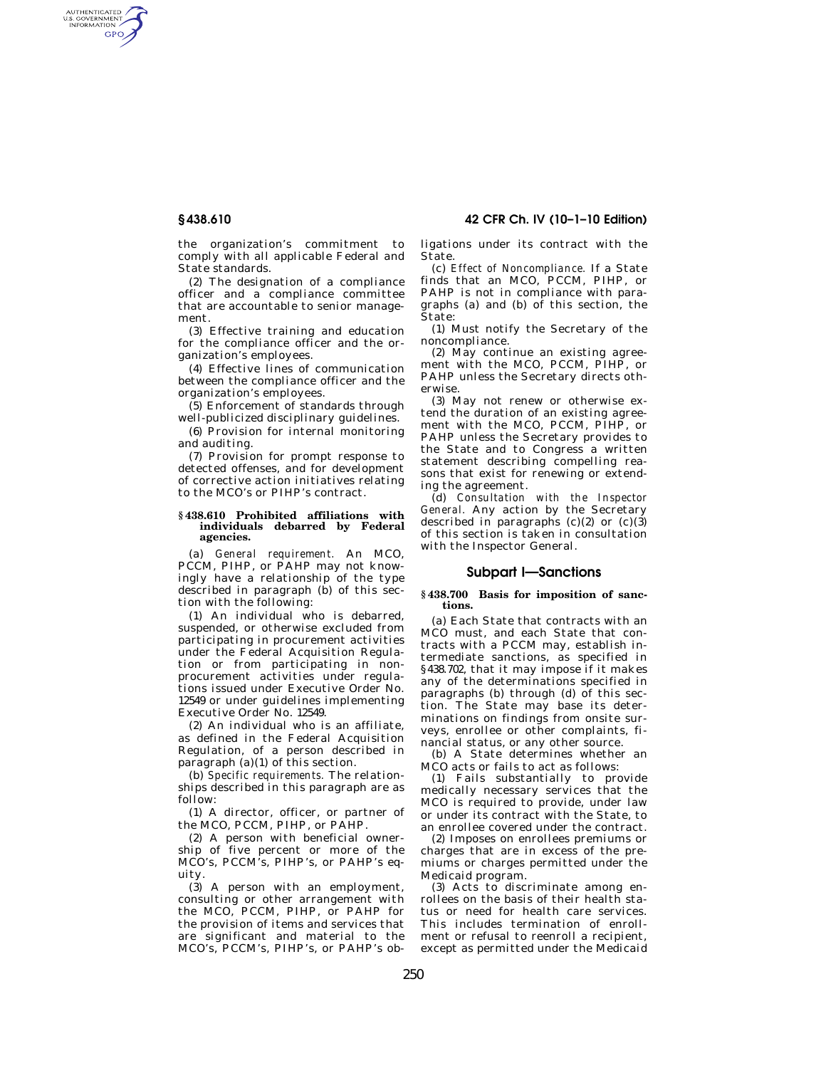the organization's commitment to comply with all applicable Federal and State standards.

(2) The designation of a compliance officer and a compliance committee that are accountable to senior management.

(3) Effective training and education for the compliance officer and the organization's employees.

(4) Effective lines of communication between the compliance officer and the organization's employees.

(5) Enforcement of standards through well-publicized disciplinary guidelines.

(6) Provision for internal monitoring and auditing.

(7) Provision for prompt response to detected offenses, and for development of corrective action initiatives relating to the MCO's or PIHP's contract.

#### § 438.610 Prohibited affiliations with individuals debarred by Federal agencies.

(a) *General requirement.* An MCO, PCCM, PIHP, or PAHP may not knowingly have a relationship of the type described in paragraph (b) of this section with the following:

(1) An individual who is debarred, suspended, or otherwise excluded from participating in procurement activities under the Federal Acquisition Regulation or from participating in nonprocurement activities under regulations issued under Executive Order No. 12549 or under guidelines implementing Executive Order No. 12549.

(2) An individual who is an affiliate, as defined in the Federal Acquisition Regulation, of a person described in paragraph (a)(1) of this section.

(b) *Specific requirements.* The relationships described in this paragraph are as follow:

(1) A director, officer, or partner of the MCO, PCCM, PIHP, or PAHP.

(2) A person with beneficial ownership of five percent or more of the MCO's, PCCM's, PIHP's, or PAHP's equity.

(3) A person with an employment, consulting or other arrangement with the MCO, PCCM, PIHP, or PAHP for the provision of items and services that are significant and material to the MCO's, PCCM's, PIHP's, or PAHP's obligations under its contract with the State.

(c) *Effect of Noncompliance.* If a State finds that an MCO, PCCM, PIHP, or PAHP is not in compliance with paragraphs (a) and (b) of this section, the State:

(1) Must notify the Secretary of the noncompliance.

(2) May continue an existing agreement with the MCO, PCCM, PIHP, or PAHP unless the Secretary directs otherwise.

(3) May not renew or otherwise extend the duration of an existing agreement with the MCO, PCCM, PIHP, or PAHP unless the Secretary provides to the State and to Congress a written statement describing compelling reasons that exist for renewing or extending the agreement.

(d) *Consultation with the Inspector General.* Any action by the Secretary described in paragraphs (c)(2) or (c)(3) of this section is taken in consultation with the Inspector General.

## Subpart I—Sanctions

#### § 438.700 Basis for imposition of sanctions.

(a) Each State that contracts with an MCO must, and each State that contracts with a PCCM may, establish intermediate sanctions, as specified in § 438.702, that it may impose if it makes any of the determinations specified in paragraphs (b) through (d) of this section. The State may base its determinations on findings from onsite surveys, enrollee or other complaints, financial status, or any other source.

(b) A State determines whether an MCO acts or fails to act as follows:

(1) Fails substantially to provide medically necessary services that the MCO is required to provide, under law or under its contract with the State, to an enrollee covered under the contract.

(2) Imposes on enrollees premiums or charges that are in excess of the premiums or charges permitted under the Medicaid program.

(3) Acts to discriminate among enrollees on the basis of their health status or need for health care services. This includes termination of enrollment or refusal to reenroll a recipient, except as permitted under the Medicaid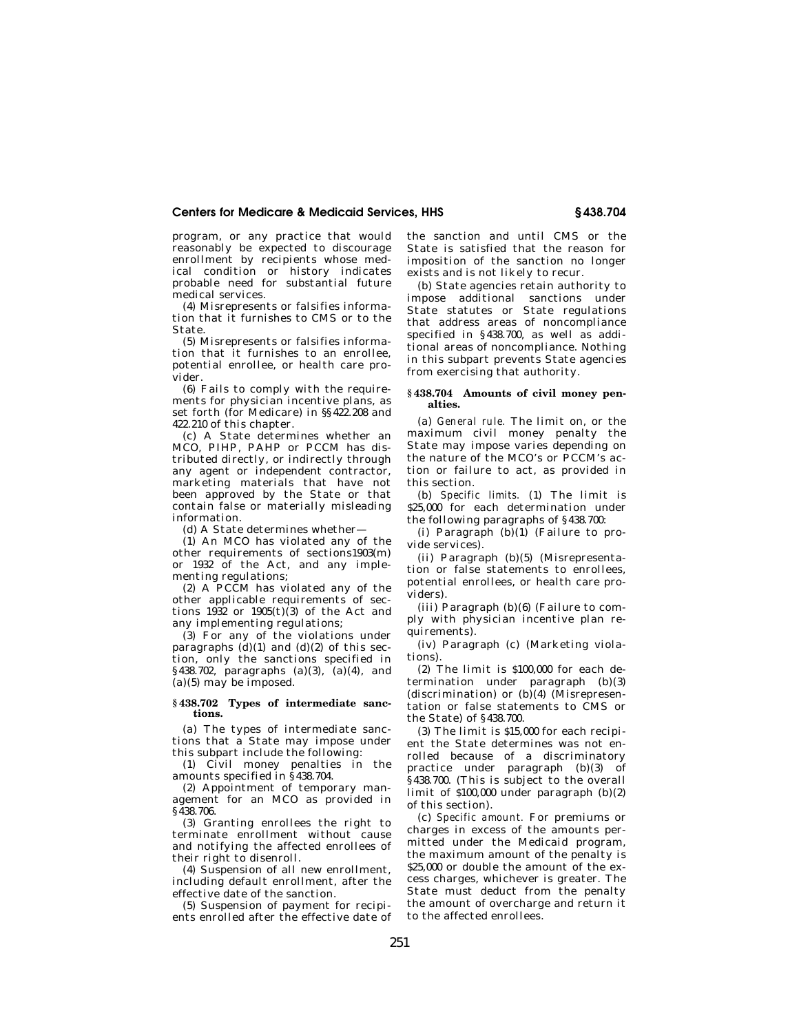program, or any practice that would reasonably be expected to discourage enrollment by recipients whose medical condition or history indicates probable need for substantial future medical services.

(4) Misrepresents or falsifies information that it furnishes to CMS or to the State.

(5) Misrepresents or falsifies information that it furnishes to an enrollee, potential enrollee, or health care provider.

(6) Fails to comply with the requirements for physician incentive plans, as set forth (for Medicare) in §§422.208 and 422.210 of this chapter.

(c) A State determines whether an MCO, PIHP, PAHP or PCCM has distributed directly, or indirectly through any agent or independent contractor, marketing materials that have not been approved by the State or that contain false or materially misleading information.

(d) A State determines whether—

(1) An MCO has violated any of the other requirements of sections1903(m) or 1932 of the Act, and any implementing regulations;

(2) A PCCM has violated any of the other applicable requirements of sections 1932 or 1905(t)(3) of the Act and any implementing regulations;

(3) For any of the violations under paragraphs (d)(1) and (d)(2) of this section, only the sanctions specified in §438.702, paragraphs (a)(3), (a)(4), and (a)(5) may be imposed.

### §438.702 Types of intermediate sanctions.

(a) The types of intermediate sanctions that a State may impose under this subpart include the following:

(1) Civil money penalties in the amounts specified in §438.704.

(2) Appointment of temporary management for an MCO as provided in §438.706.

(3) Granting enrollees the right to terminate enrollment without cause and notifying the affected enrollees of their right to disenroll.

(4) Suspension of all new enrollment, including default enrollment, after the effective date of the sanction.

(5) Suspension of payment for recipients enrolled after the effective date of the sanction and until CMS or the State is satisfied that the reason for imposition of the sanction no longer exists and is not likely to recur.

(b) State agencies retain authority to impose additional sanctions under State statutes or State regulations that address areas of noncompliance specified in §438.700, as well as additional areas of noncompliance. Nothing in this subpart prevents State agencies from exercising that authority.

### §438.704 Amounts of civil money penalties.

(a) *General rule.* The limit on, or the maximum civil money penalty the State may impose varies depending on the nature of the MCO's or PCCM's action or failure to act, as provided in this section.

(b) *Specific limits.* (1) The limit is $25,000 for each determination under the following paragraphs of §438.700:

(i) Paragraph (b)(1) (Failure to provide services).

(ii) Paragraph (b)(5) (Misrepresentation or false statements to enrollees, potential enrollees, or health care providers).

(iii) Paragraph (b)(6) (Failure to comply with physician incentive plan requirements).

(iv) Paragraph (c) (Marketing violations).

(2) The limit is $100,000 for each determination under paragraph (b)(3) (discrimination) or (b)(4) (Misrepresentation or false statements to CMS or the State) of §438.700.

(3) The limit is $15,000 for each recipient the State determines was not enrolled because of a discriminatory practice under paragraph (b)(3) of §438.700. (This is subject to the overall limit of $100,000 under paragraph (b)(2) of this section).

(c) *Specific amount.* For premiums or charges in excess of the amounts permitted under the Medicaid program, the maximum amount of the penalty is $25,000 or double the amount of the excess charges, whichever is greater. The State must deduct from the penalty the amount of overcharge and return it to the affected enrollees.